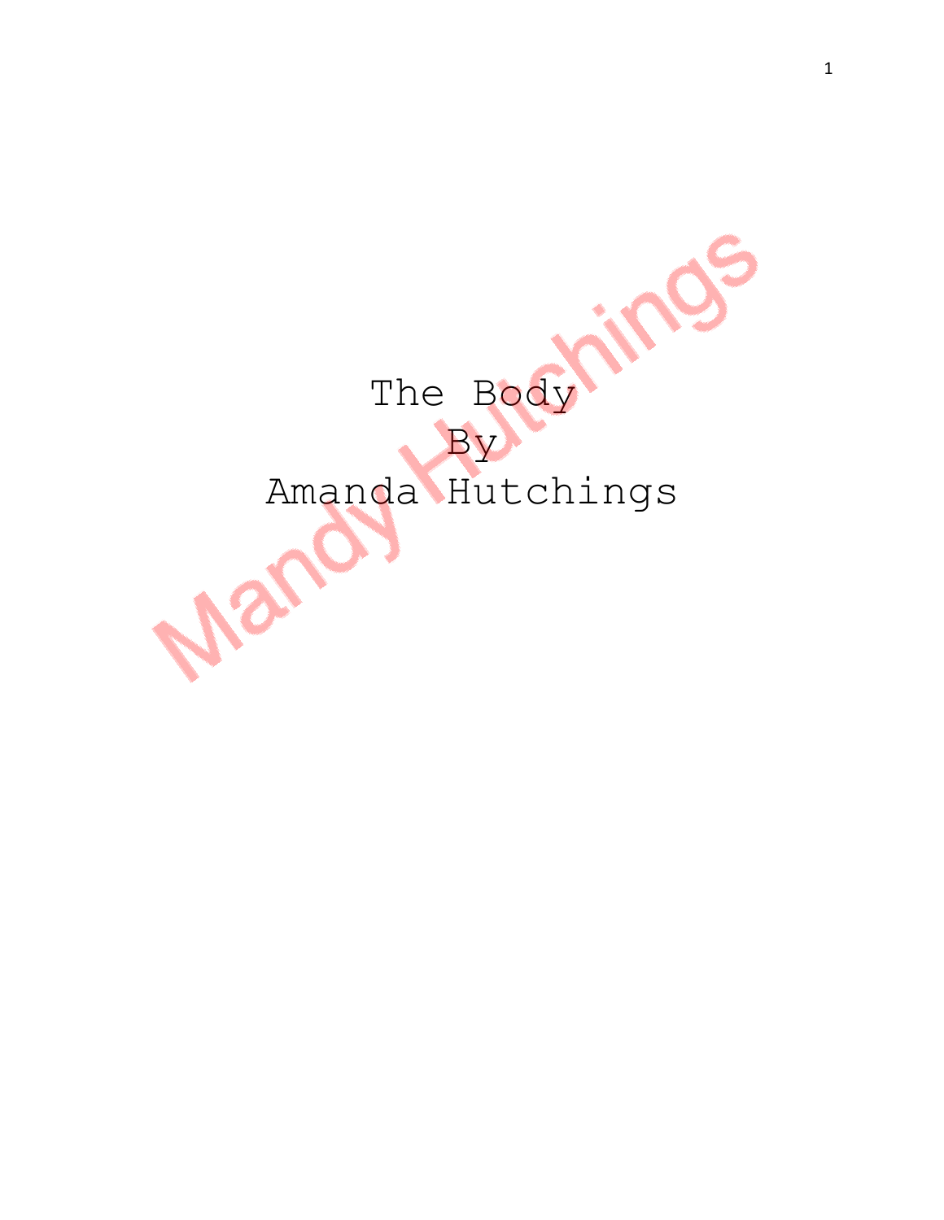# The Body

By

Amanda Hutchings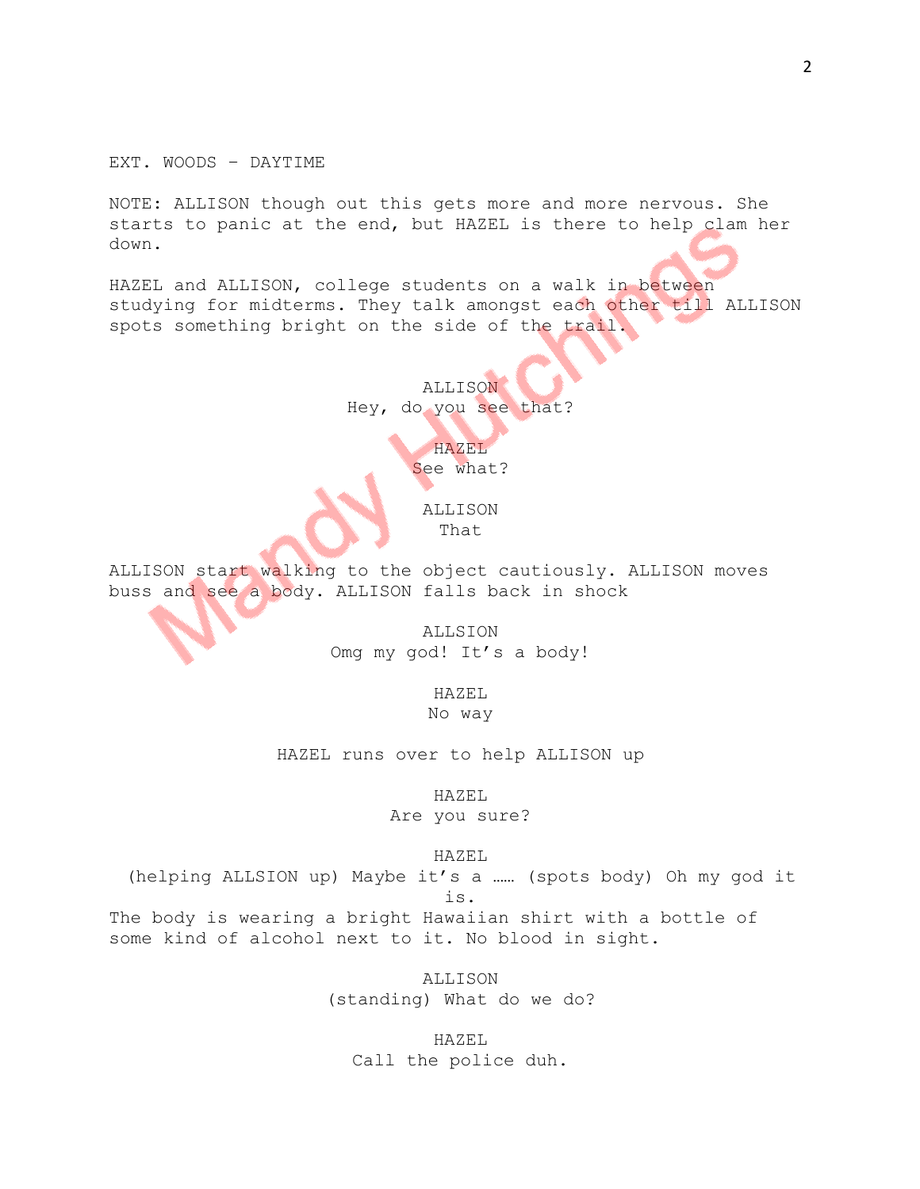EXT. WOODS – DAYTIME

NOTE: ALLISON though out this gets more and more nervous. She starts to panic at the end, but HAZEL is there to help clam her down.

HAZEL and ALLISON, college students on a walk in between studying for midterms. They talk amongst each other till ALLISON spots something bright on the side of the trail.

ALLISON
Hey, do you see that?

HAZEL
See what?

ALLISON
That

ALLISON start walking to the object cautiously. ALLISON moves buss and see a body. ALLISON falls back in shock

ALLSION
Omg my god! It's a body!

HAZEL
No way

HAZEL runs over to help ALLISON up

HAZEL
Are you sure?

HAZEL
(helping ALLSION up) Maybe it's a …… (spots body) Oh my god it is.

The body is wearing a bright Hawaiian shirt with a bottle of some kind of alcohol next to it. No blood in sight.

ALLISON
(standing) What do we do?

HAZEL
Call the police duh.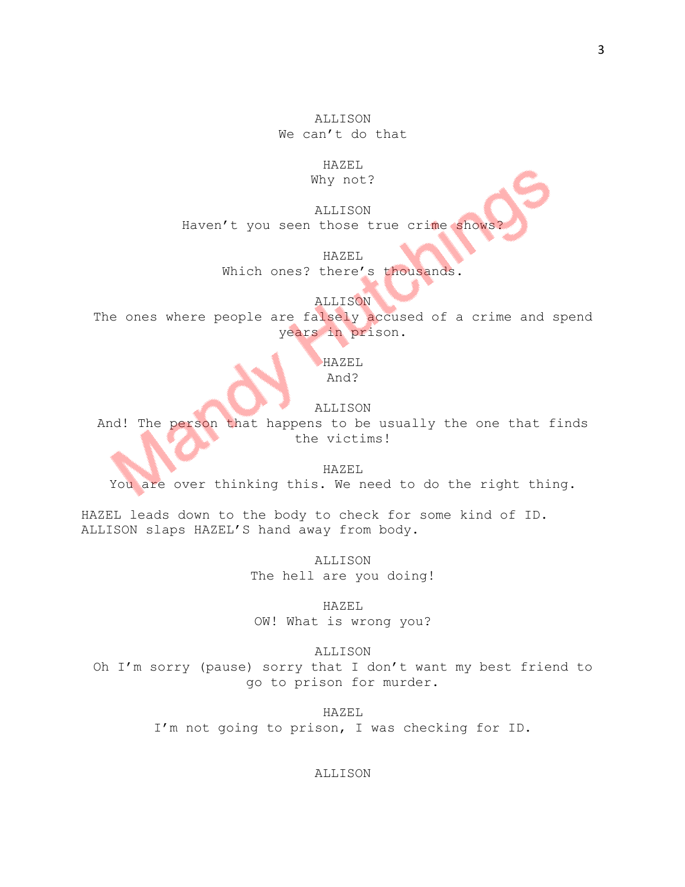ALLISON
We can't do that

HAZEL
Why not?

ALLISON
Haven't you seen those true crime shows?

HAZEL
Which ones? there's thousands.

ALLISON
The ones where people are falsely accused of a crime and spend years in prison.

HAZEL
And?

ALLISON
And! The person that happens to be usually the one that finds the victims!

HAZEL
You are over thinking this. We need to do the right thing.

HAZEL leads down to the body to check for some kind of ID. ALLISON slaps HAZEL'S hand away from body.

ALLISON
The hell are you doing!

HAZEL
OW! What is wrong you?

ALLISON
Oh I'm sorry (pause) sorry that I don't want my best friend to go to prison for murder.

HAZEL
I'm not going to prison, I was checking for ID.

ALLISON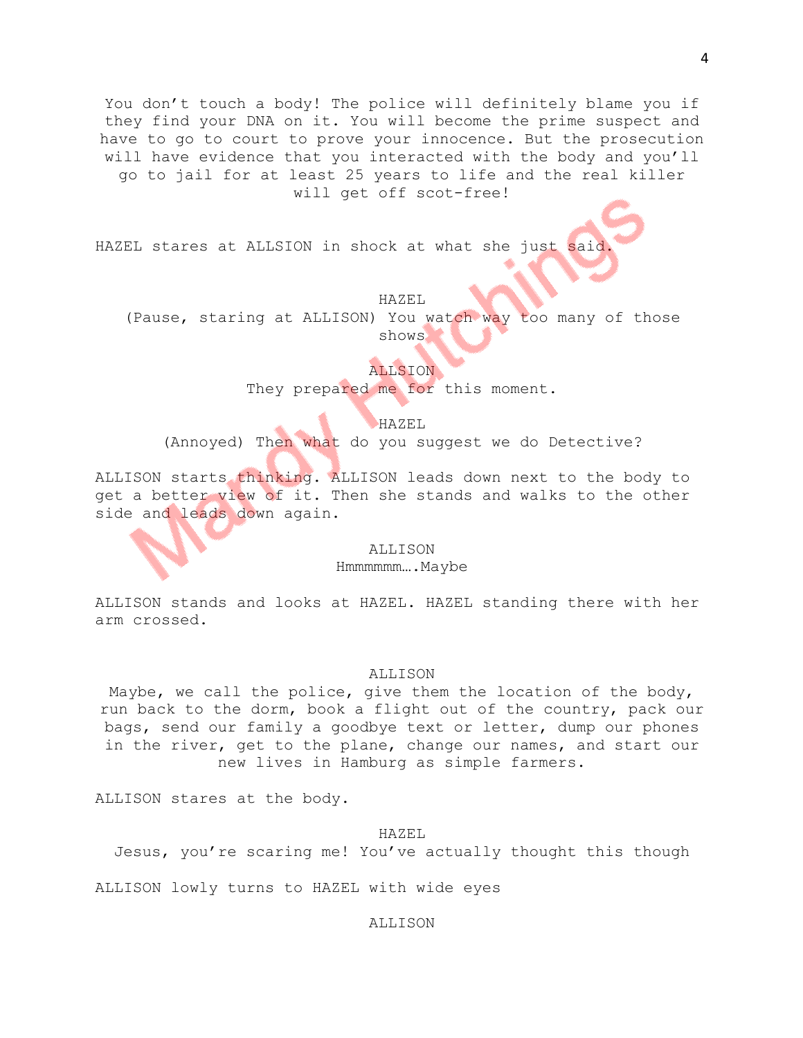You don't touch a body! The police will definitely blame you if they find your DNA on it. You will become the prime suspect and have to go to court to prove your innocence. But the prosecution will have evidence that you interacted with the body and you'll go to jail for at least 25 years to life and the real killer will get off scot-free!

HAZEL stares at ALLSION in shock at what she just said.

HAZEL

(Pause, staring at ALLISON) You watch way too many of those shows.

ALLSION

They prepared me for this moment.

HAZEL

(Annoyed) Then what do you suggest we do Detective?

ALLISON starts thinking. ALLISON leads down next to the body to get a better view of it. Then she stands and walks to the other side and leads down again.

ALLISON

Hmmmmmm….Maybe

ALLISON stands and looks at HAZEL. HAZEL standing there with her arm crossed.

ALLISON

Maybe, we call the police, give them the location of the body, run back to the dorm, book a flight out of the country, pack our bags, send our family a goodbye text or letter, dump our phones in the river, get to the plane, change our names, and start our new lives in Hamburg as simple farmers.

ALLISON stares at the body.

HAZEL

Jesus, you're scaring me! You've actually thought this though

ALLISON lowly turns to HAZEL with wide eyes

ALLISON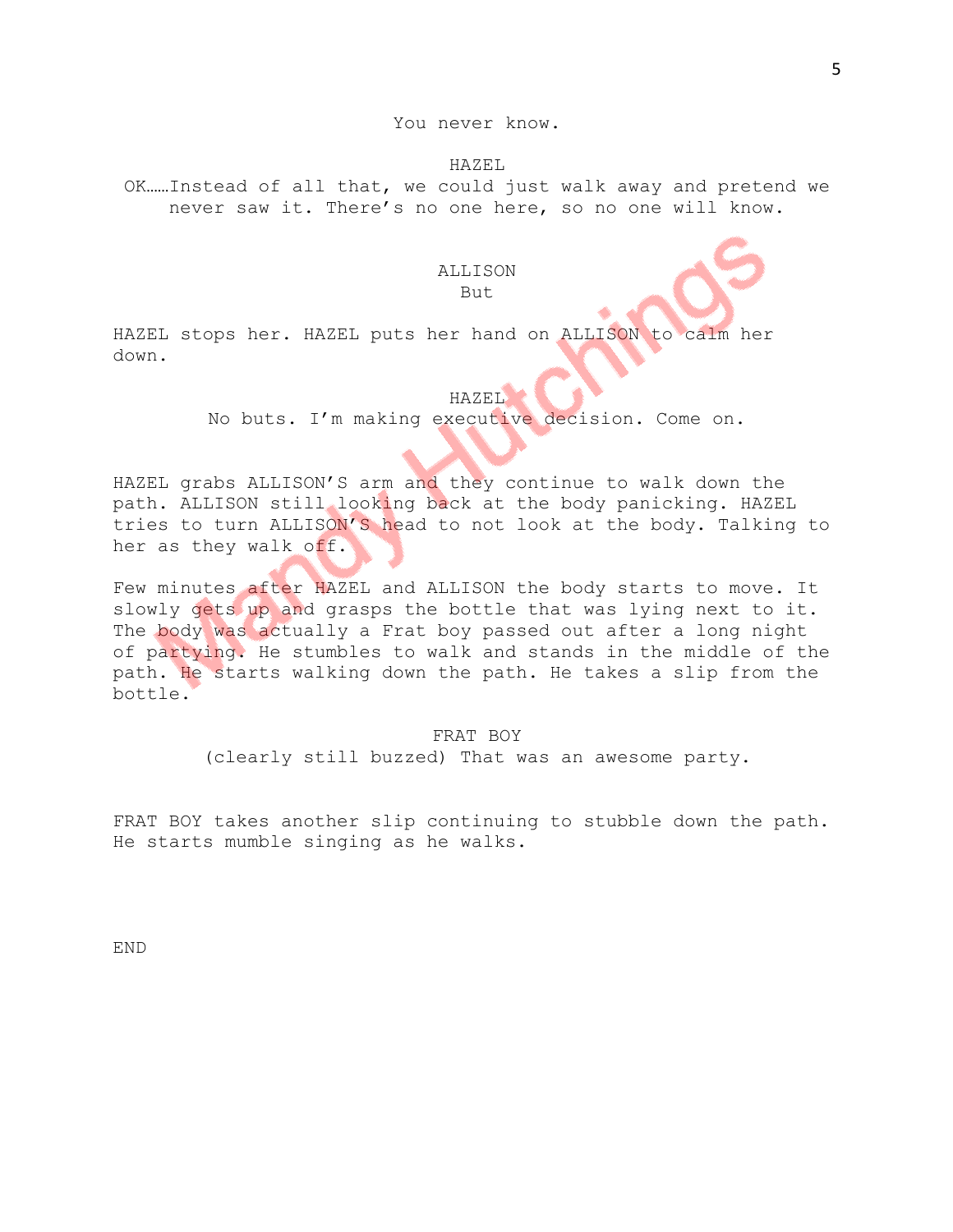You never know.

HAZEL

OK……Instead of all that, we could just walk away and pretend we never saw it. There's no one here, so no one will know.

ALLISON

But

HAZEL stops her. HAZEL puts her hand on ALLISON to calm her down.

HAZEL

No buts. I'm making executive decision. Come on.

HAZEL grabs ALLISON'S arm and they continue to walk down the path. ALLISON still looking back at the body panicking. HAZEL tries to turn ALLISON'S head to not look at the body. Talking to her as they walk off.

Few minutes after HAZEL and ALLISON the body starts to move. It slowly gets up and grasps the bottle that was lying next to it. The body was actually a Frat boy passed out after a long night of partying. He stumbles to walk and stands in the middle of the path. He starts walking down the path. He takes a slip from the bottle.

FRAT BOY

(clearly still buzzed) That was an awesome party.

FRAT BOY takes another slip continuing to stubble down the path. He starts mumble singing as he walks.

END